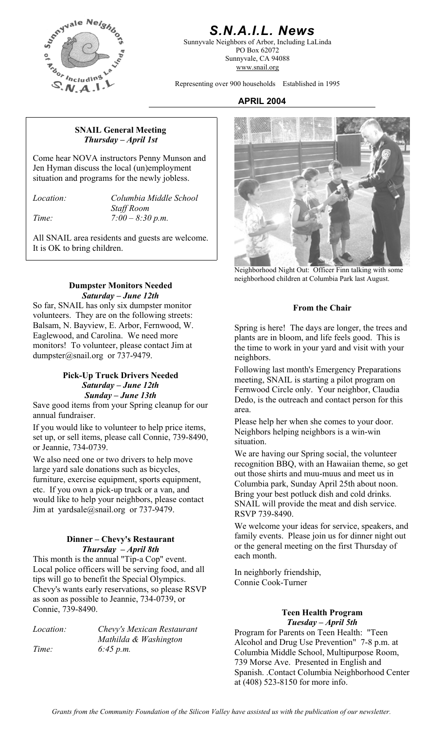# S.N.A.I.L. News

Sunnyvale Neighbors of Arbor, Including LaLinda
PO Box 62072
Sunnyvale, CA 94088
www.snail.org

Representing over 900 households    Established in 1995

**APRIL 2004**

### SNAIL General Meeting
***Thursday – April 1st***

Come hear NOVA instructors Penny Munson and Jen Hyman discuss the local (un)employment situation and programs for the newly jobless.

| | |
|---|---|
| *Location:* | *Columbia Middle School Staff Room* |
| *Time:* | *7:00 – 8:30 p.m.* |

All SNAIL area residents and guests are welcome. It is OK to bring children.

### Dumpster Monitors Needed
***Saturday – June 12th***

So far, SNAIL has only six dumpster monitor volunteers. They are on the following streets: Balsam, N. Bayview, E. Arbor, Fernwood, W. Eaglewood, and Carolina. We need more monitors! To volunteer, please contact Jim at dumpster@snail.org or 737-9479.

### Pick-Up Truck Drivers Needed
***Saturday – June 12th***
***Sunday – June 13th***

Save good items from your Spring cleanup for our annual fundraiser.

If you would like to volunteer to help price items, set up, or sell items, please call Connie, 739-8490, or Jeannie, 734-0739.

We also need one or two drivers to help move large yard sale donations such as bicycles, furniture, exercise equipment, sports equipment, etc. If you own a pick-up truck or a van, and would like to help your neighbors, please contact Jim at yardsale@snail.org or 737-9479.

### Dinner – Chevy's Restaurant
***Thursday – April 8th***

This month is the annual "Tip-a Cop" event. Local police officers will be serving food, and all tips will go to benefit the Special Olympics. Chevy's wants early reservations, so please RSVP as soon as possible to Jeannie, 734-0739, or Connie, 739-8490.

| | |
|---|---|
| *Location:* | *Chevy's Mexican Restaurant Mathilda & Washington* |
| *Time:* | *6:45 p.m.* |

Neighborhood Night Out: Officer Finn talking with some neighborhood children at Columbia Park last August.

### From the Chair

Spring is here! The days are longer, the trees and plants are in bloom, and life feels good. This is the time to work in your yard and visit with your neighbors.

Following last month's Emergency Preparations meeting, SNAIL is starting a pilot program on Fernwood Circle only. Your neighbor, Claudia Dedo, is the outreach and contact person for this area.

Please help her when she comes to your door. Neighbors helping neighbors is a win-win situation.

We are having our Spring social, the volunteer recognition BBQ, with an Hawaiian theme, so get out those shirts and muu-muus and meet us in Columbia park, Sunday April 25th about noon. Bring your best potluck dish and cold drinks. SNAIL will provide the meat and dish service. RSVP 739-8490.

We welcome your ideas for service, speakers, and family events. Please join us for dinner night out or the general meeting on the first Thursday of each month.

In neighborly friendship,
Connie Cook-Turner

### Teen Health Program
***Tuesday – April 5th***

Program for Parents on Teen Health: "Teen Alcohol and Drug Use Prevention" 7-8 p.m. at Columbia Middle School, Multipurpose Room, 739 Morse Ave. Presented in English and Spanish. .Contact Columbia Neighborhood Center at (408) 523-8150 for more info.

*Grants from the Community Foundation of the Silicon Valley have assisted us with the publication of our newsletter.*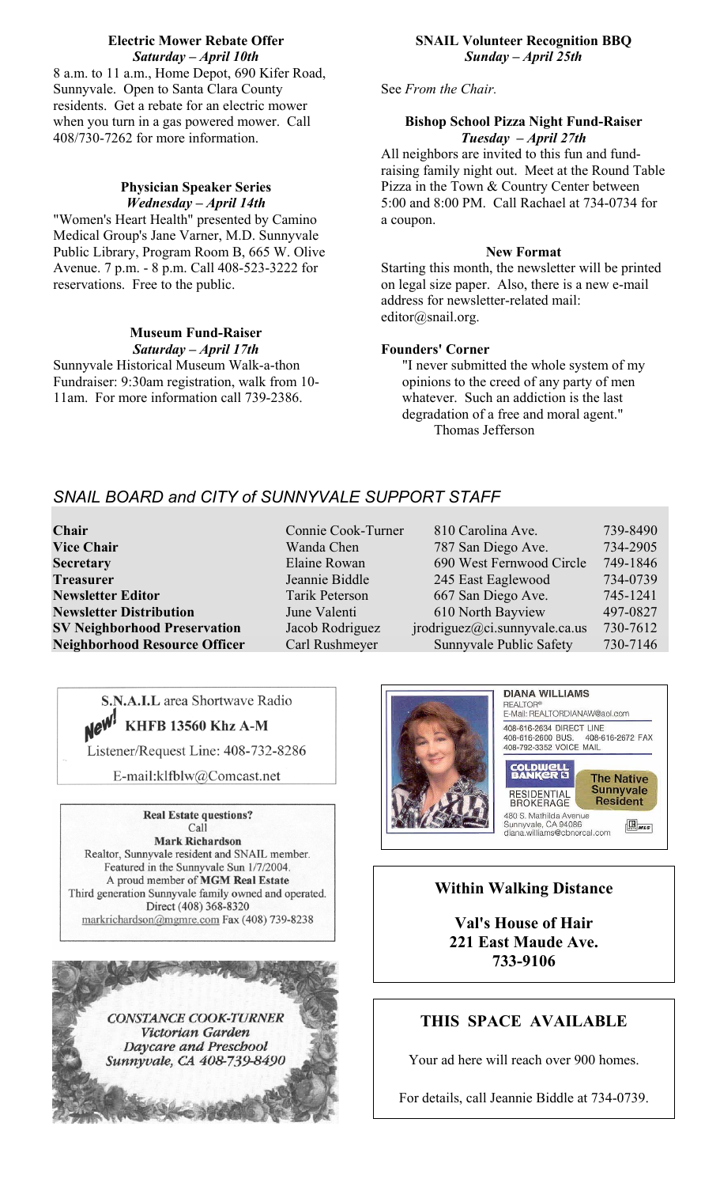### Electric Mower Rebate Offer

***Saturday – April 10th***

8 a.m. to 11 a.m., Home Depot, 690 Kifer Road, Sunnyvale. Open to Santa Clara County residents. Get a rebate for an electric mower when you turn in a gas powered mower. Call 408/730-7262 for more information.

### Physician Speaker Series

***Wednesday – April 14th***

"Women's Heart Health" presented by Camino Medical Group's Jane Varner, M.D. Sunnyvale Public Library, Program Room B, 665 W. Olive Avenue. 7 p.m. - 8 p.m. Call 408-523-3222 for reservations. Free to the public.

### Museum Fund-Raiser

***Saturday – April 17th***

Sunnyvale Historical Museum Walk-a-thon Fundraiser: 9:30am registration, walk from 10-11am. For more information call 739-2386.

### SNAIL Volunteer Recognition BBQ

***Sunday – April 25th***

See *From the Chair.*

### Bishop School Pizza Night Fund-Raiser

***Tuesday – April 27th***

All neighbors are invited to this fun and fund-raising family night out. Meet at the Round Table Pizza in the Town & Country Center between 5:00 and 8:00 PM. Call Rachael at 734-0734 for a coupon.

### New Format

Starting this month, the newsletter will be printed on legal size paper. Also, there is a new e-mail address for newsletter-related mail: editor@snail.org.

**Founders' Corner**

> "I never submitted the whole system of my opinions to the creed of any party of men whatever. Such an addiction is the last degradation of a free and moral agent."
> Thomas Jefferson

## *SNAIL BOARD and CITY of SUNNYVALE SUPPORT STAFF*

| | | | |
|---|---|---|---|
| **Chair** | Connie Cook-Turner | 810 Carolina Ave. | 739-8490 |
| **Vice Chair** | Wanda Chen | 787 San Diego Ave. | 734-2905 |
| **Secretary** | Elaine Rowan | 690 West Fernwood Circle | 749-1846 |
| **Treasurer** | Jeannie Biddle | 245 East Eaglewood | 734-0739 |
| **Newsletter Editor** | Tarik Peterson | 667 San Diego Ave. | 745-1241 |
| **Newsletter Distribution** | June Valenti | 610 North Bayview | 497-0827 |
| **SV Neighborhood Preservation** | Jacob Rodriguez | jrodriguez@ci.sunnyvale.ca.us | 730-7612 |
| **Neighborhood Resource Officer** | Carl Rushmeyer | Sunnyvale Public Safety | 730-7146 |

S.N.A.I.L area Shortwave Radio

New! **KHFB 13560 Khz A-M**

Listener/Request Line: 408-732-8286

E-mail:klfblw@Comcast.net

**Real Estate questions?**
Call
**Mark Richardson**
Realtor, Sunnyvale resident and SNAIL member.
Featured in the Sunnyvale Sun 1/7/2004.
A proud member of **MGM Real Estate**
Third generation Sunnyvale family owned and operated.
Direct (408) 368-8320
markrichardson@mgmre.com Fax (408) 739-8238

*CONSTANCE COOK-TURNER*
*Victorian Garden*
*Daycare and Preschool*
*Sunnyvale, CA 408-739-8490*

**DIANA WILLIAMS**
REALTOR®
E-Mail: REALTORDIANAW@aol.com
408-616-2634 DIRECT LINE
408-616-2600 BUS. 408-616-2672 FAX
408-792-3352 VOICE MAIL
COLDWELL BANKER
RESIDENTIAL BROKERAGE
The Native Sunnyvale Resident
480 S. Mathilda Avenue
Sunnyvale, CA 94086
diana.williams@cbnorcal.com

**Within Walking Distance**

**Val's House of Hair**
**221 East Maude Ave.**
**733-9106**

**THIS SPACE AVAILABLE**

Your ad here will reach over 900 homes.

For details, call Jeannie Biddle at 734-0739.